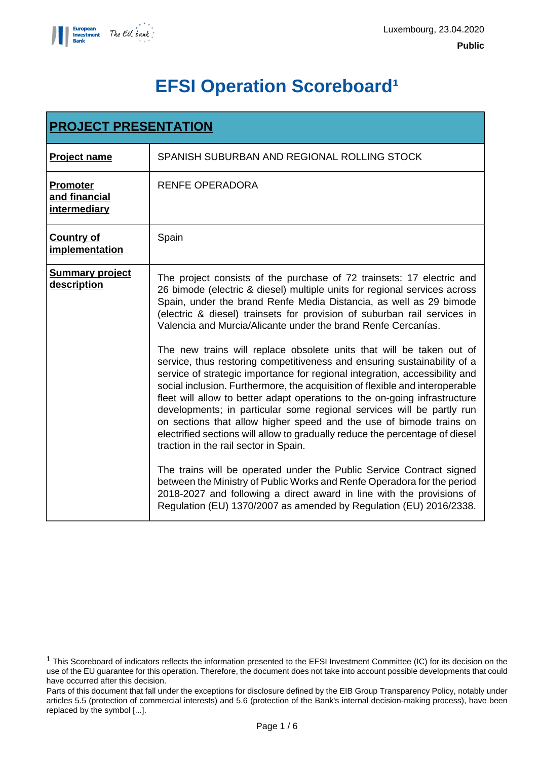Luxembourg, 23.04.2020

**Public**

# EFSI Operation Scoreboard[1]

| **PROJECT PRESENTATION** | |
|---|---|
| **Project name** | SPANISH SUBURBAN AND REGIONAL ROLLING STOCK |
| **Promoter and financial intermediary** | RENFE OPERADORA |
| **Country of implementation** | Spain |
| **Summary project description** | The project consists of the purchase of 72 trainsets: 17 electric and 26 bimode (electric & diesel) multiple units for regional services across Spain, under the brand Renfe Media Distancia, as well as 29 bimode (electric & diesel) trainsets for provision of suburban rail services in Valencia and Murcia/Alicante under the brand Renfe Cercanías.<br><br>The new trains will replace obsolete units that will be taken out of service, thus restoring competitiveness and ensuring sustainability of a service of strategic importance for regional integration, accessibility and social inclusion. Furthermore, the acquisition of flexible and interoperable fleet will allow to better adapt operations to the on-going infrastructure developments; in particular some regional services will be partly run on sections that allow higher speed and the use of bimode trains on electrified sections will allow to gradually reduce the percentage of diesel traction in the rail sector in Spain.<br><br>The trains will be operated under the Public Service Contract signed between the Ministry of Public Works and Renfe Operadora for the period 2018-2027 and following a direct award in line with the provisions of Regulation (EU) 1370/2007 as amended by Regulation (EU) 2016/2338. |

[1] This Scoreboard of indicators reflects the information presented to the EFSI Investment Committee (IC) for its decision on the use of the EU guarantee for this operation. Therefore, the document does not take into account possible developments that could have occurred after this decision.
Parts of this document that fall under the exceptions for disclosure defined by the EIB Group Transparency Policy, notably under articles 5.5 (protection of commercial interests) and 5.6 (protection of the Bank's internal decision-making process), have been replaced by the symbol [...].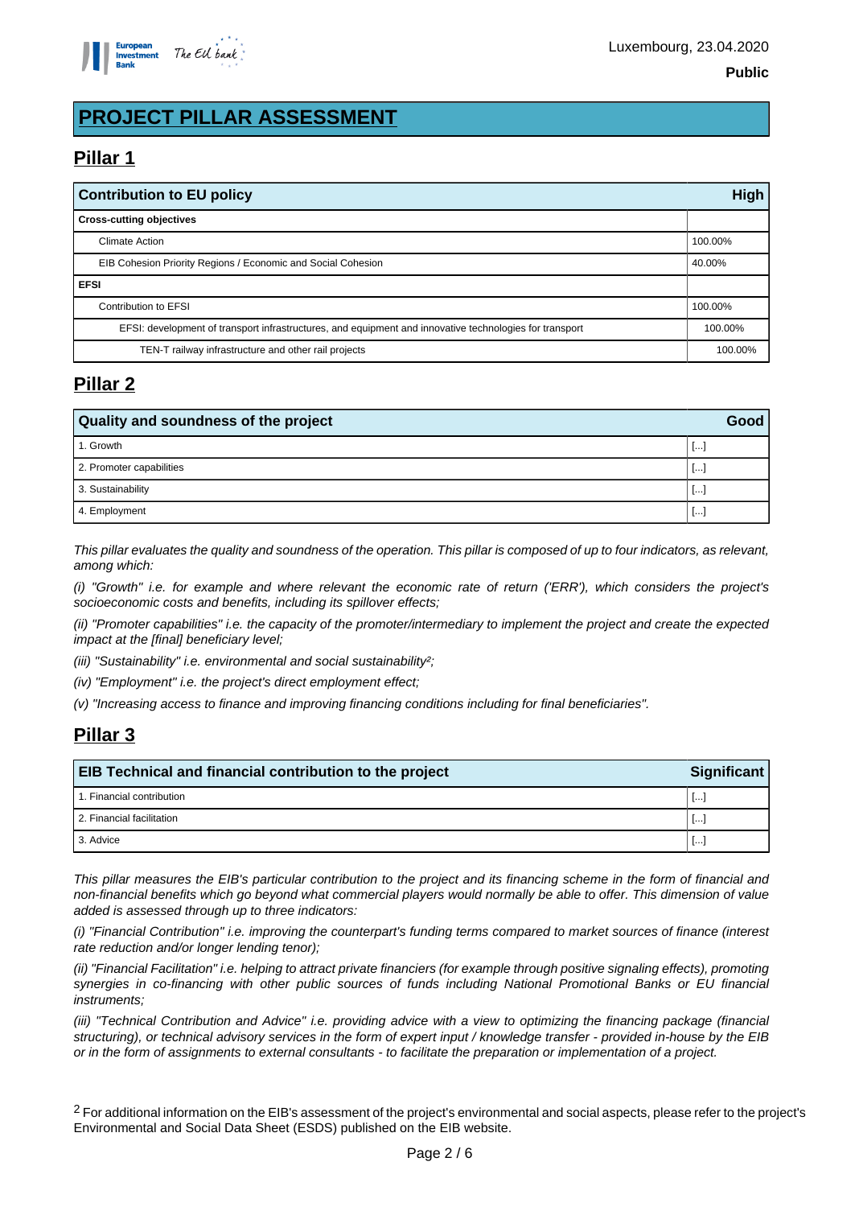# PROJECT PILLAR ASSESSMENT

## Pillar 1

| Contribution to EU policy | High |
|---|---|
| **Cross-cutting objectives** | |
| Climate Action | 100.00% |
| EIB Cohesion Priority Regions / Economic and Social Cohesion | 40.00% |
| **EFSI** | |
| Contribution to EFSI | 100.00% |
| EFSI: development of transport infrastructures, and equipment and innovative technologies for transport | 100.00% |
| TEN-T railway infrastructure and other rail projects | 100.00% |

## Pillar 2

| Quality and soundness of the project | Good |
|---|---|
| 1. Growth | [...] |
| 2. Promoter capabilities | [...] |
| 3. Sustainability | [...] |
| 4. Employment | [...] |

*This pillar evaluates the quality and soundness of the operation. This pillar is composed of up to four indicators, as relevant, among which:*

*(i) "Growth" i.e. for example and where relevant the economic rate of return ('ERR'), which considers the project's socioeconomic costs and benefits, including its spillover effects;*

*(ii) "Promoter capabilities" i.e. the capacity of the promoter/intermediary to implement the project and create the expected impact at the [final] beneficiary level;*

*(iii) "Sustainability" i.e. environmental and social sustainability[2];*

*(iv) "Employment" i.e. the project's direct employment effect;*

*(v) "Increasing access to finance and improving financing conditions including for final beneficiaries".*

## Pillar 3

| EIB Technical and financial contribution to the project | Significant |
|---|---|
| 1. Financial contribution | [...] |
| 2. Financial facilitation | [...] |
| 3. Advice | [...] |

*This pillar measures the EIB's particular contribution to the project and its financing scheme in the form of financial and non-financial benefits which go beyond what commercial players would normally be able to offer. This dimension of value added is assessed through up to three indicators:*

*(i) "Financial Contribution" i.e. improving the counterpart's funding terms compared to market sources of finance (interest rate reduction and/or longer lending tenor);*

*(ii) "Financial Facilitation" i.e. helping to attract private financiers (for example through positive signaling effects), promoting synergies in co-financing with other public sources of funds including National Promotional Banks or EU financial instruments;*

*(iii) "Technical Contribution and Advice" i.e. providing advice with a view to optimizing the financing package (financial structuring), or technical advisory services in the form of expert input / knowledge transfer - provided in-house by the EIB or in the form of assignments to external consultants - to facilitate the preparation or implementation of a project.*

[2] For additional information on the EIB's assessment of the project's environmental and social aspects, please refer to the project's Environmental and Social Data Sheet (ESDS) published on the EIB website.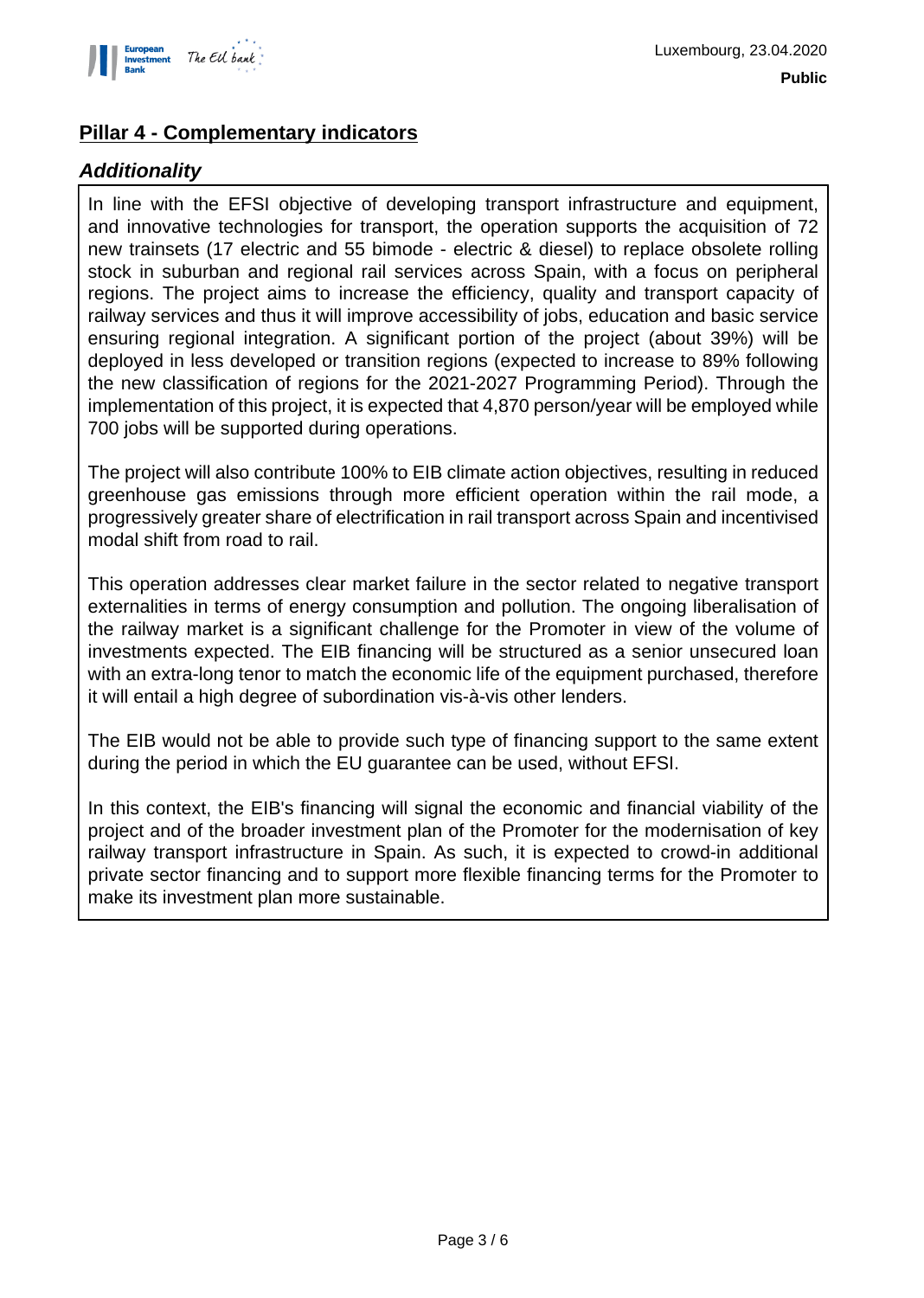## Pillar 4 - Complementary indicators

### *Additionality*

In line with the EFSI objective of developing transport infrastructure and equipment, and innovative technologies for transport, the operation supports the acquisition of 72 new trainsets (17 electric and 55 bimode - electric & diesel) to replace obsolete rolling stock in suburban and regional rail services across Spain, with a focus on peripheral regions. The project aims to increase the efficiency, quality and transport capacity of railway services and thus it will improve accessibility of jobs, education and basic service ensuring regional integration. A significant portion of the project (about 39%) will be deployed in less developed or transition regions (expected to increase to 89% following the new classification of regions for the 2021-2027 Programming Period). Through the implementation of this project, it is expected that 4,870 person/year will be employed while 700 jobs will be supported during operations.

The project will also contribute 100% to EIB climate action objectives, resulting in reduced greenhouse gas emissions through more efficient operation within the rail mode, a progressively greater share of electrification in rail transport across Spain and incentivised modal shift from road to rail.

This operation addresses clear market failure in the sector related to negative transport externalities in terms of energy consumption and pollution. The ongoing liberalisation of the railway market is a significant challenge for the Promoter in view of the volume of investments expected. The EIB financing will be structured as a senior unsecured loan with an extra-long tenor to match the economic life of the equipment purchased, therefore it will entail a high degree of subordination vis-à-vis other lenders.

The EIB would not be able to provide such type of financing support to the same extent during the period in which the EU guarantee can be used, without EFSI.

In this context, the EIB's financing will signal the economic and financial viability of the project and of the broader investment plan of the Promoter for the modernisation of key railway transport infrastructure in Spain. As such, it is expected to crowd-in additional private sector financing and to support more flexible financing terms for the Promoter to make its investment plan more sustainable.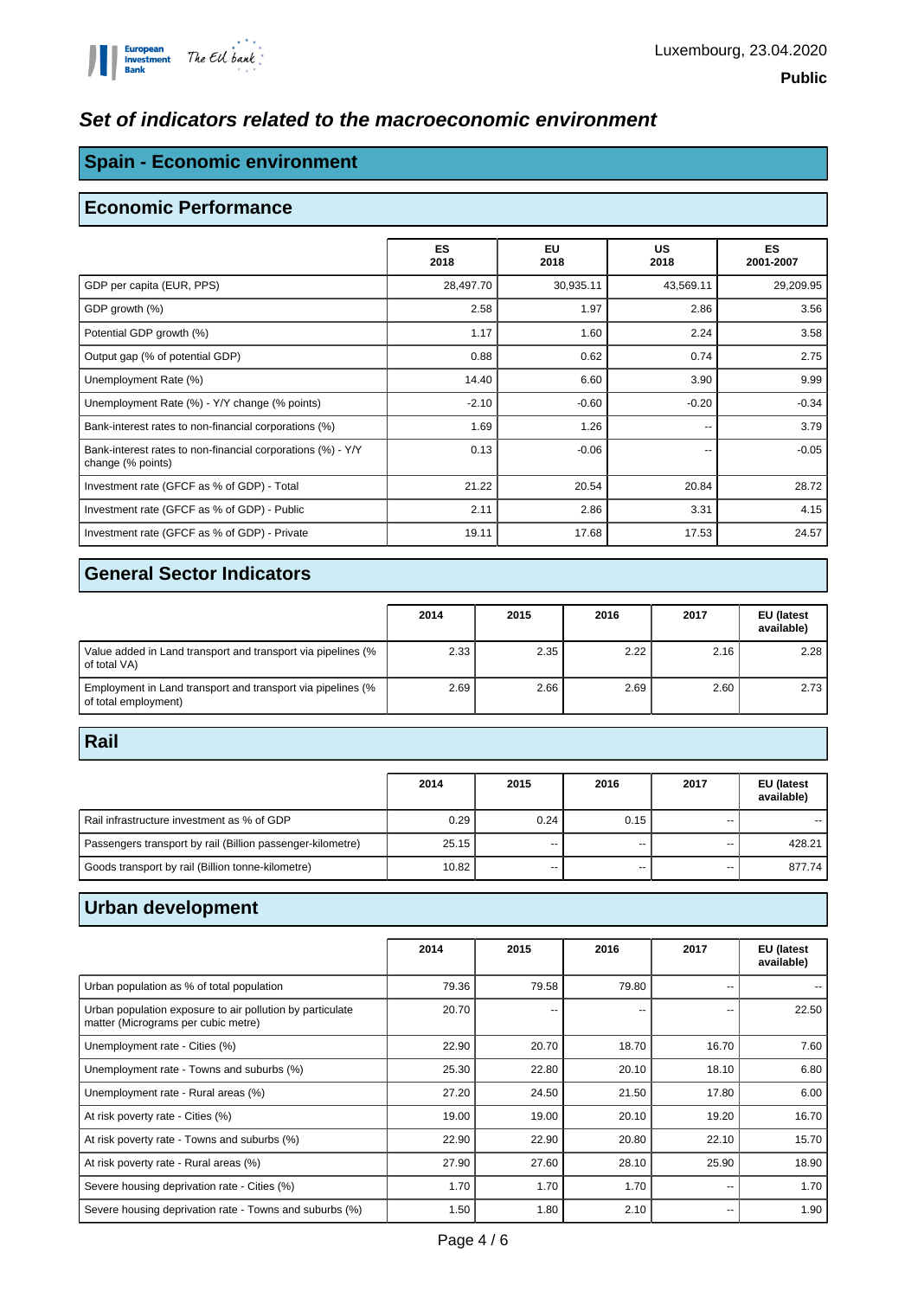Luxembourg, 23.04.2020

**Public**

## *Set of indicators related to the macroeconomic environment*

### Spain - Economic environment

### Economic Performance

| | ES 2018 | EU 2018 | US 2018 | ES 2001-2007 |
|---|---|---|---|---|
| GDP per capita (EUR, PPS) | 28,497.70 | 30,935.11 | 43,569.11 | 29,209.95 |
| GDP growth (%) | 2.58 | 1.97 | 2.86 | 3.56 |
| Potential GDP growth (%) | 1.17 | 1.60 | 2.24 | 3.58 |
| Output gap (% of potential GDP) | 0.88 | 0.62 | 0.74 | 2.75 |
| Unemployment Rate (%) | 14.40 | 6.60 | 3.90 | 9.99 |
| Unemployment Rate (%) - Y/Y change (% points) | -2.10 | -0.60 | -0.20 | -0.34 |
| Bank-interest rates to non-financial corporations (%) | 1.69 | 1.26 | -- | 3.79 |
| Bank-interest rates to non-financial corporations (%) - Y/Y change (% points) | 0.13 | -0.06 | -- | -0.05 |
| Investment rate (GFCF as % of GDP) - Total | 21.22 | 20.54 | 20.84 | 28.72 |
| Investment rate (GFCF as % of GDP) - Public | 2.11 | 2.86 | 3.31 | 4.15 |
| Investment rate (GFCF as % of GDP) - Private | 19.11 | 17.68 | 17.53 | 24.57 |

### General Sector Indicators

| | 2014 | 2015 | 2016 | 2017 | EU (latest available) |
|---|---|---|---|---|---|
| Value added in Land transport and transport via pipelines (% of total VA) | 2.33 | 2.35 | 2.22 | 2.16 | 2.28 |
| Employment in Land transport and transport via pipelines (% of total employment) | 2.69 | 2.66 | 2.69 | 2.60 | 2.73 |

### Rail

| | 2014 | 2015 | 2016 | 2017 | EU (latest available) |
|---|---|---|---|---|---|
| Rail infrastructure investment as % of GDP | 0.29 | 0.24 | 0.15 | -- | -- |
| Passengers transport by rail (Billion passenger-kilometre) | 25.15 | -- | -- | -- | 428.21 |
| Goods transport by rail (Billion tonne-kilometre) | 10.82 | -- | -- | -- | 877.74 |

### Urban development

| | 2014 | 2015 | 2016 | 2017 | EU (latest available) |
|---|---|---|---|---|---|
| Urban population as % of total population | 79.36 | 79.58 | 79.80 | -- | -- |
| Urban population exposure to air pollution by particulate matter (Micrograms per cubic metre) | 20.70 | -- | -- | -- | 22.50 |
| Unemployment rate - Cities (%) | 22.90 | 20.70 | 18.70 | 16.70 | 7.60 |
| Unemployment rate - Towns and suburbs (%) | 25.30 | 22.80 | 20.10 | 18.10 | 6.80 |
| Unemployment rate - Rural areas (%) | 27.20 | 24.50 | 21.50 | 17.80 | 6.00 |
| At risk poverty rate - Cities (%) | 19.00 | 19.00 | 20.10 | 19.20 | 16.70 |
| At risk poverty rate - Towns and suburbs (%) | 22.90 | 22.90 | 20.80 | 22.10 | 15.70 |
| At risk poverty rate - Rural areas (%) | 27.90 | 27.60 | 28.10 | 25.90 | 18.90 |
| Severe housing deprivation rate - Cities (%) | 1.70 | 1.70 | 1.70 | -- | 1.70 |
| Severe housing deprivation rate - Towns and suburbs (%) | 1.50 | 1.80 | 2.10 | -- | 1.90 |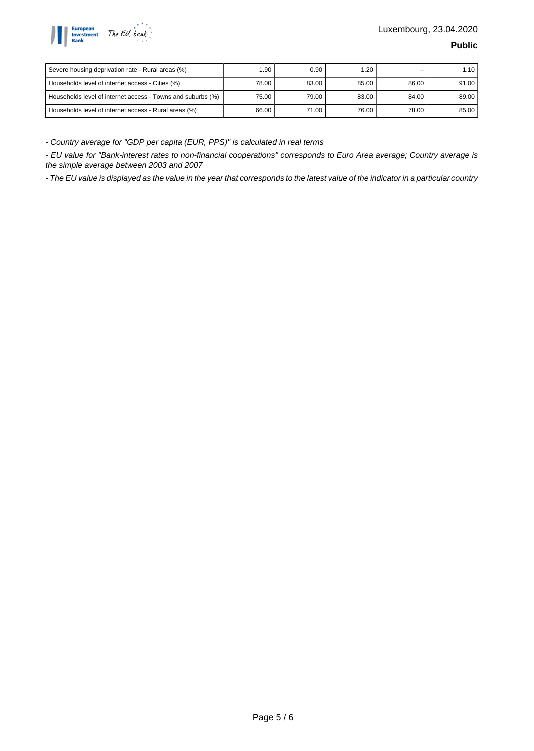| Severe housing deprivation rate - Rural areas (%) | 1.90 | 0.90 | 1.20 | -- | 1.10 |
|---|---|---|---|---|---|
| Households level of internet access - Cities (%) | 78.00 | 83.00 | 85.00 | 86.00 | 91.00 |
| Households level of internet access - Towns and suburbs (%) | 75.00 | 79.00 | 83.00 | 84.00 | 89.00 |
| Households level of internet access - Rural areas (%) | 66.00 | 71.00 | 76.00 | 78.00 | 85.00 |

*- Country average for "GDP per capita (EUR, PPS)" is calculated in real terms*

*- EU value for "Bank-interest rates to non-financial cooperations" corresponds to Euro Area average; Country average is the simple average between 2003 and 2007*

*- The EU value is displayed as the value in the year that corresponds to the latest value of the indicator in a particular country*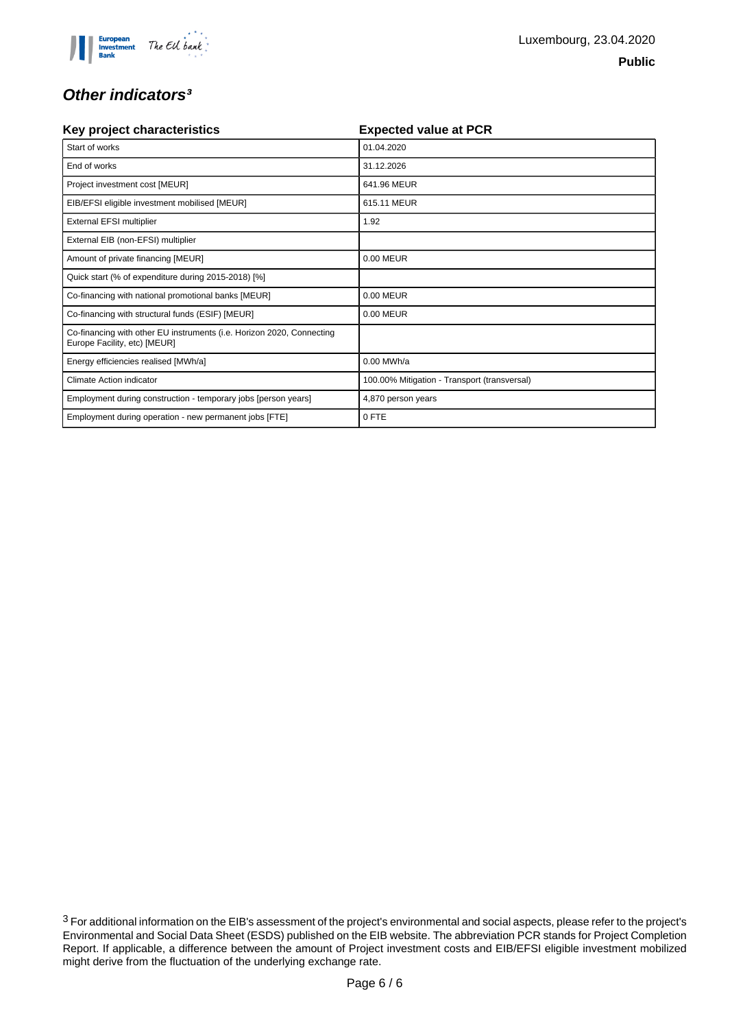## *Other indicators[3]*

| Key project characteristics | Expected value at PCR |
|---|---|
| Start of works | 01.04.2020 |
| End of works | 31.12.2026 |
| Project investment cost [MEUR] | 641.96 MEUR |
| EIB/EFSI eligible investment mobilised [MEUR] | 615.11 MEUR |
| External EFSI multiplier | 1.92 |
| External EIB (non-EFSI) multiplier | |
| Amount of private financing [MEUR] | 0.00 MEUR |
| Quick start (% of expenditure during 2015-2018) [%] | |
| Co-financing with national promotional banks [MEUR] | 0.00 MEUR |
| Co-financing with structural funds (ESIF) [MEUR] | 0.00 MEUR |
| Co-financing with other EU instruments (i.e. Horizon 2020, Connecting Europe Facility, etc) [MEUR] | |
| Energy efficiencies realised [MWh/a] | 0.00 MWh/a |
| Climate Action indicator | 100.00% Mitigation - Transport (transversal) |
| Employment during construction - temporary jobs [person years] | 4,870 person years |
| Employment during operation - new permanent jobs [FTE] | 0 FTE |

[3] For additional information on the EIB's assessment of the project's environmental and social aspects, please refer to the project's Environmental and Social Data Sheet (ESDS) published on the EIB website. The abbreviation PCR stands for Project Completion Report. If applicable, a difference between the amount of Project investment costs and EIB/EFSI eligible investment mobilized might derive from the fluctuation of the underlying exchange rate.